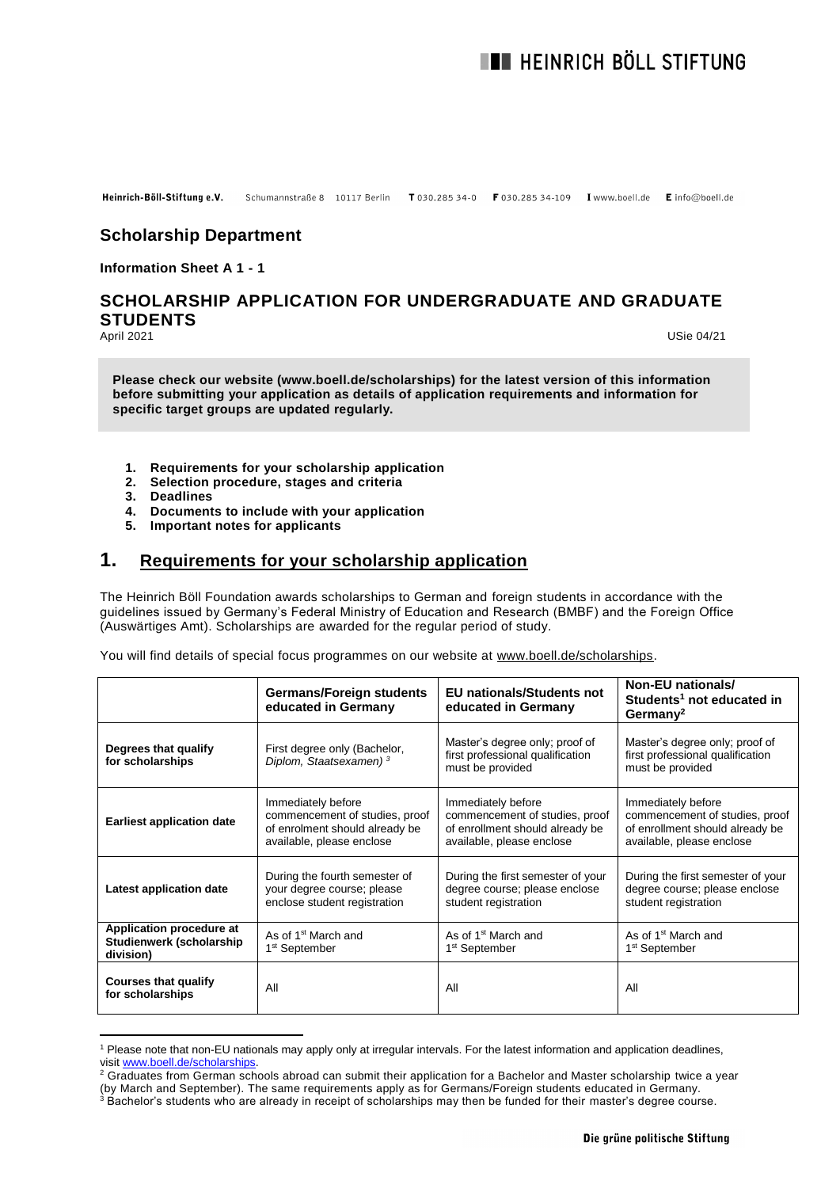# HEINRICH BÖLL STIFTUNG

**Heinrich-Böll-Stiftung e.V.** Schumannstraße 8 10117 Berlin **T** 030.285 34-0 **F** 030.285 34-109 **I** www.boell.de **E** info@boell.de

## Scholarship Department

**Information Sheet A 1 - 1**

## SCHOLARSHIP APPLICATION FOR UNDERGRADUATE AND GRADUATE STUDENTS

April 2021 USie 04/21

**Please check our website (www.boell.de/scholarships) for the latest version of this information before submitting your application as details of application requirements and information for specific target groups are updated regularly.**

1. **Requirements for your scholarship application**
2. **Selection procedure, stages and criteria**
3. **Deadlines**
4. **Documents to include with your application**
5. **Important notes for applicants**

## 1. Requirements for your scholarship application

The Heinrich Böll Foundation awards scholarships to German and foreign students in accordance with the guidelines issued by Germany's Federal Ministry of Education and Research (BMBF) and the Foreign Office (Auswärtiges Amt). Scholarships are awarded for the regular period of study.

You will find details of special focus programmes on our website at www.boell.de/scholarships.

| | **Germans/Foreign students educated in Germany** | **EU nationals/Students not educated in Germany** | **Non-EU nationals/ Students[1] not educated in Germany[2]** |
|---|---|---|---|
| **Degrees that qualify for scholarships** | First degree only (Bachelor, *Diplom, Staatsexamen)* [3] | Master's degree only; proof of first professional qualification must be provided | Master's degree only; proof of first professional qualification must be provided |
| **Earliest application date** | Immediately before commencement of studies, proof of enrolment should already be available, please enclose | Immediately before commencement of studies, proof of enrollment should already be available, please enclose | Immediately before commencement of studies, proof of enrollment should already be available, please enclose |
| **Latest application date** | During the fourth semester of your degree course; please enclose student registration | During the first semester of your degree course; please enclose student registration | During the first semester of your degree course; please enclose student registration |
| **Application procedure at Studienwerk (scholarship division)** | As of 1st March and 1st September | As of 1st March and 1st September | As of 1st March and 1st September |
| **Courses that qualify for scholarships** | All | All | All |

[1] Please note that non-EU nationals may apply only at irregular intervals. For the latest information and application deadlines, visit www.boell.de/scholarships.

[2] Graduates from German schools abroad can submit their application for a Bachelor and Master scholarship twice a year (by March and September). The same requirements apply as for Germans/Foreign students educated in Germany.

[3] Bachelor's students who are already in receipt of scholarships may then be funded for their master's degree course.

Die grüne politische Stiftung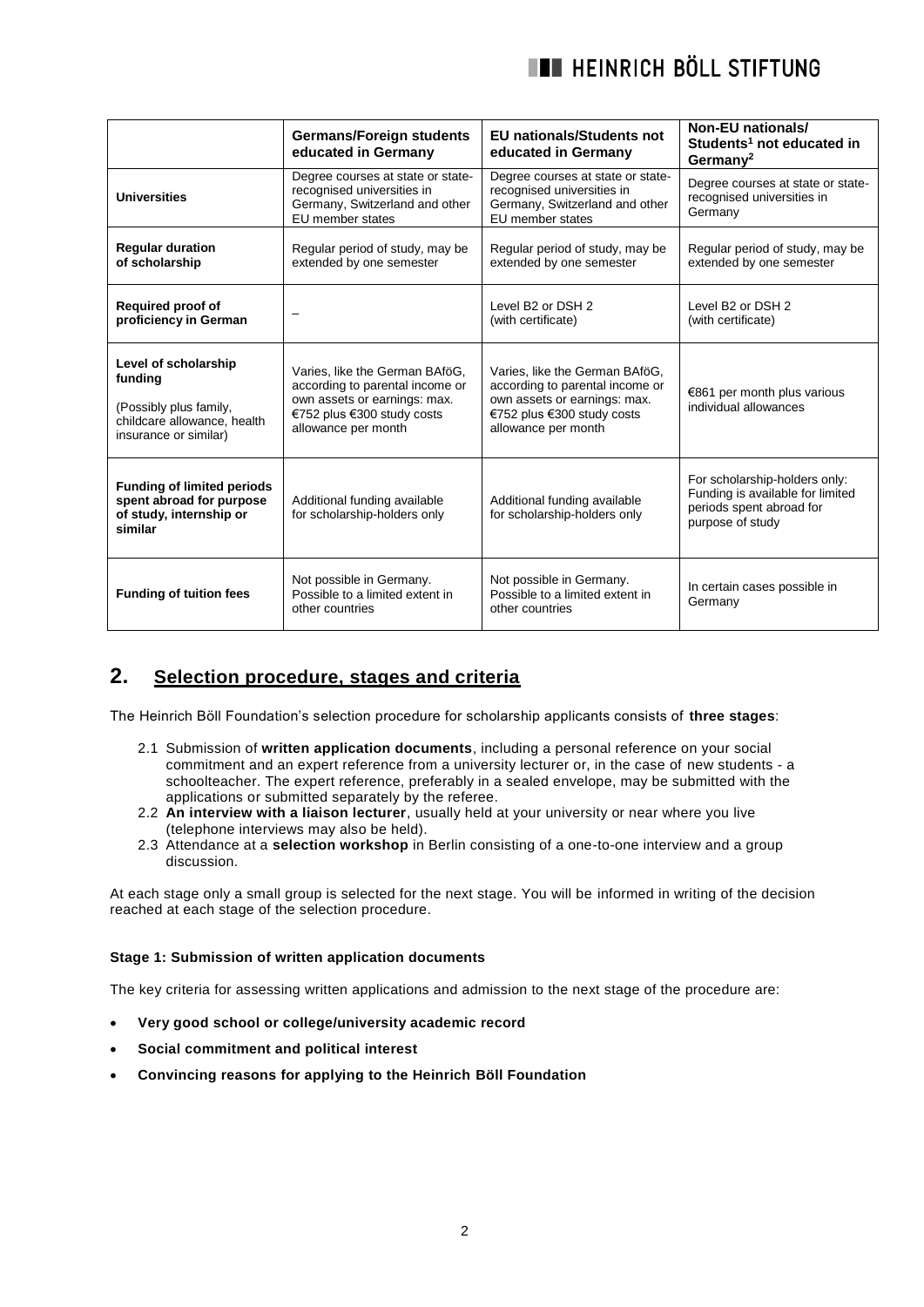| | Germans/Foreign students educated in Germany | EU nationals/Students not educated in Germany | Non-EU nationals/ Students[1] not educated in Germany[2] |
|---|---|---|---|
| **Universities** | Degree courses at state or state-recognised universities in Germany, Switzerland and other EU member states | Degree courses at state or state-recognised universities in Germany, Switzerland and other EU member states | Degree courses at state or state-recognised universities in Germany |
| **Regular duration of scholarship** | Regular period of study, may be extended by one semester | Regular period of study, may be extended by one semester | Regular period of study, may be extended by one semester |
| **Required proof of proficiency in German** | – | Level B2 or DSH 2 (with certificate) | Level B2 or DSH 2 (with certificate) |
| **Level of scholarship funding** (Possibly plus family, childcare allowance, health insurance or similar) | Varies, like the German BAföG, according to parental income or own assets or earnings: max. €752 plus €300 study costs allowance per month | Varies, like the German BAföG, according to parental income or own assets or earnings: max. €752 plus €300 study costs allowance per month | €861 per month plus various individual allowances |
| **Funding of limited periods spent abroad for purpose of study, internship or similar** | Additional funding available for scholarship-holders only | Additional funding available for scholarship-holders only | For scholarship-holders only: Funding is available for limited periods spent abroad for purpose of study |
| **Funding of tuition fees** | Not possible in Germany. Possible to a limited extent in other countries | Not possible in Germany. Possible to a limited extent in other countries | In certain cases possible in Germany |

## 2. Selection procedure, stages and criteria

The Heinrich Böll Foundation's selection procedure for scholarship applicants consists of **three stages**:

2.1 Submission of **written application documents**, including a personal reference on your social commitment and an expert reference from a university lecturer or, in the case of new students - a schoolteacher. The expert reference, preferably in a sealed envelope, may be submitted with the applications or submitted separately by the referee.

2.2 **An interview with a liaison lecturer**, usually held at your university or near where you live (telephone interviews may also be held).

2.3 Attendance at a **selection workshop** in Berlin consisting of a one-to-one interview and a group discussion.

At each stage only a small group is selected for the next stage. You will be informed in writing of the decision reached at each stage of the selection procedure.

**Stage 1: Submission of written application documents**

The key criteria for assessing written applications and admission to the next stage of the procedure are:

- **Very good school or college/university academic record**
- **Social commitment and political interest**
- **Convincing reasons for applying to the Heinrich Böll Foundation**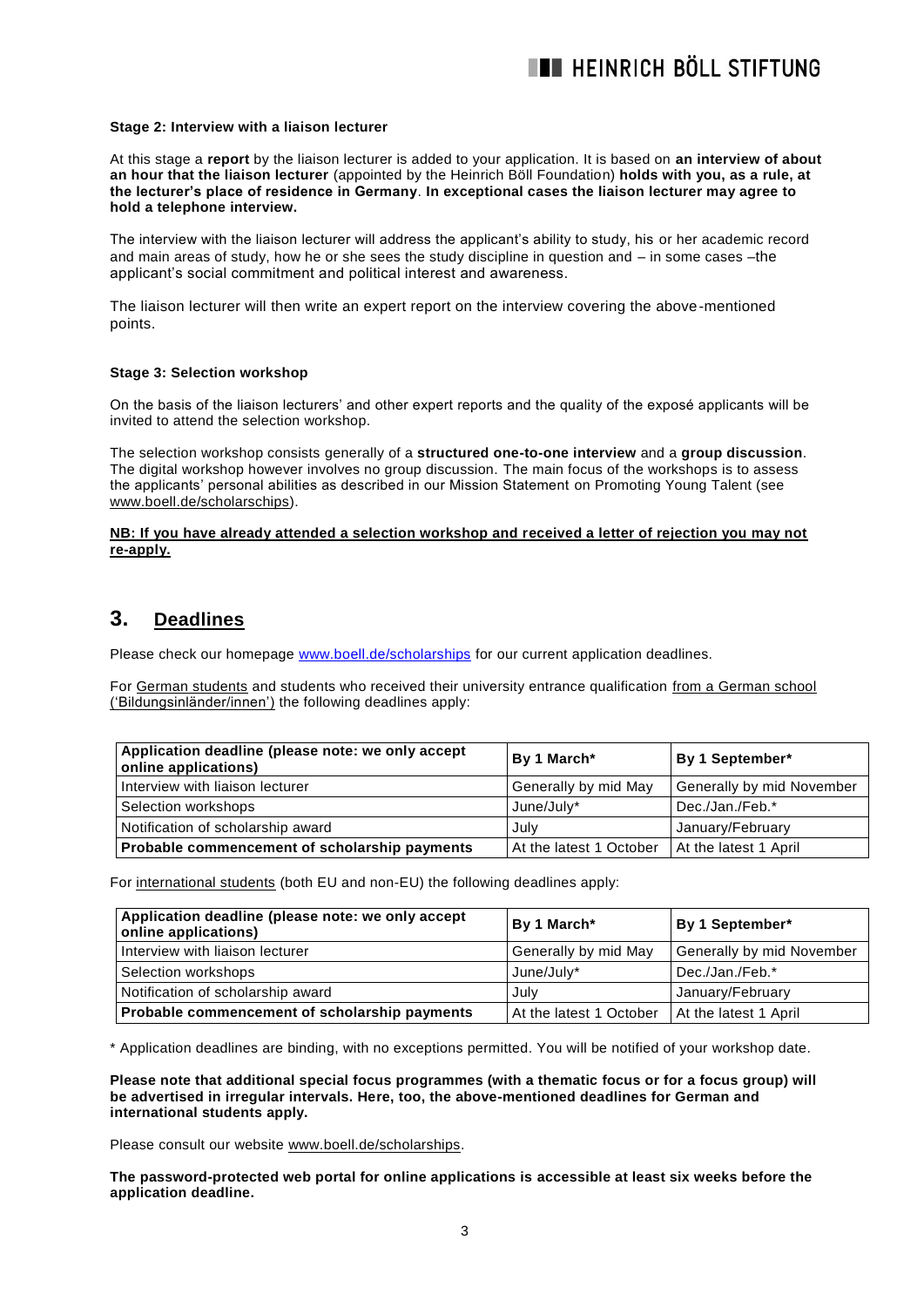**Stage 2: Interview with a liaison lecturer**

At this stage a **report** by the liaison lecturer is added to your application. It is based on **an interview of about an hour that the liaison lecturer** (appointed by the Heinrich Böll Foundation) **holds with you, as a rule, at the lecturer's place of residence in Germany**. **In exceptional cases the liaison lecturer may agree to hold a telephone interview.**

The interview with the liaison lecturer will address the applicant's ability to study, his or her academic record and main areas of study, how he or she sees the study discipline in question and – in some cases –the applicant's social commitment and political interest and awareness.

The liaison lecturer will then write an expert report on the interview covering the above-mentioned points.

**Stage 3: Selection workshop**

On the basis of the liaison lecturers' and other expert reports and the quality of the exposé applicants will be invited to attend the selection workshop.

The selection workshop consists generally of a **structured one-to-one interview** and a **group discussion**. The digital workshop however involves no group discussion. The main focus of the workshops is to assess the applicants' personal abilities as described in our Mission Statement on Promoting Young Talent (see www.boell.de/scholarschips).

**NB: If you have already attended a selection workshop and received a letter of rejection you may not re-apply.**

## 3. Deadlines

Please check our homepage www.boell.de/scholarships for our current application deadlines.

For German students and students who received their university entrance qualification from a German school ('Bildungsinländer/innen') the following deadlines apply:

| **Application deadline (please note: we only accept online applications)** | **By 1 March*** | **By 1 September*** |
|---|---|---|
| Interview with liaison lecturer | Generally by mid May | Generally by mid November |
| Selection workshops | June/July* | Dec./Jan./Feb.* |
| Notification of scholarship award | July | January/February |
| **Probable commencement of scholarship payments** | At the latest 1 October | At the latest 1 April |

For international students (both EU and non-EU) the following deadlines apply:

| **Application deadline (please note: we only accept online applications)** | **By 1 March*** | **By 1 September*** |
|---|---|---|
| Interview with liaison lecturer | Generally by mid May | Generally by mid November |
| Selection workshops | June/July* | Dec./Jan./Feb.* |
| Notification of scholarship award | July | January/February |
| **Probable commencement of scholarship payments** | At the latest 1 October | At the latest 1 April |

* Application deadlines are binding, with no exceptions permitted. You will be notified of your workshop date.

**Please note that additional special focus programmes (with a thematic focus or for a focus group) will be advertised in irregular intervals. Here, too, the above-mentioned deadlines for German and international students apply.**

Please consult our website www.boell.de/scholarships.

**The password-protected web portal for online applications is accessible at least six weeks before the application deadline.**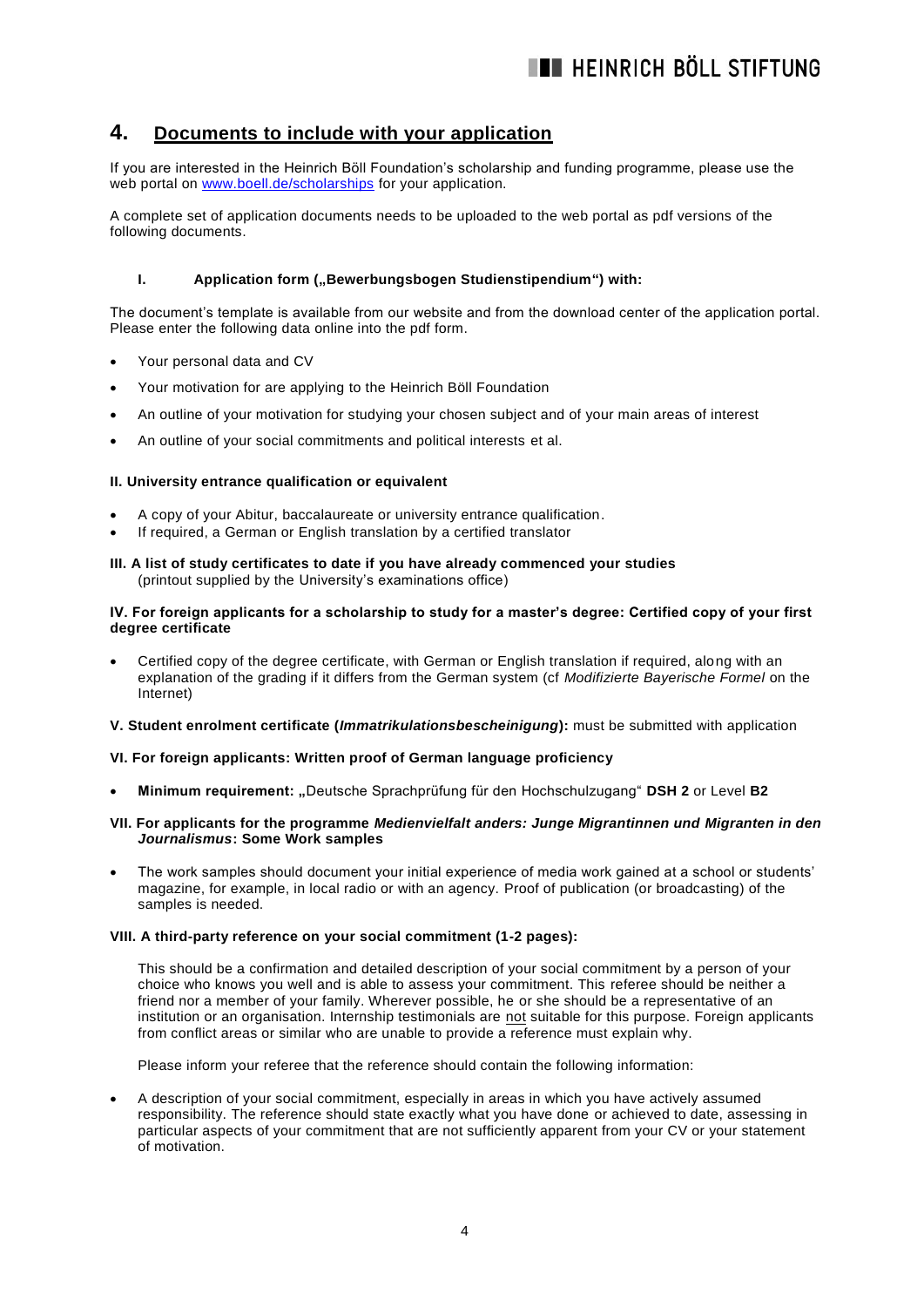## 4. Documents to include with your application

If you are interested in the Heinrich Böll Foundation's scholarship and funding programme, please use the web portal on [www.boell.de/scholarships](www.boell.de/scholarships) for your application.

A complete set of application documents needs to be uploaded to the web portal as pdf versions of the following documents.

### I. Application form („Bewerbungsbogen Studienstipendium") with:

The document's template is available from our website and from the download center of the application portal. Please enter the following data online into the pdf form.

- Your personal data and CV
- Your motivation for are applying to the Heinrich Böll Foundation
- An outline of your motivation for studying your chosen subject and of your main areas of interest
- An outline of your social commitments and political interests et al.

### II. University entrance qualification or equivalent

- A copy of your Abitur, baccalaureate or university entrance qualification.
- If required, a German or English translation by a certified translator

### III. A list of study certificates to date if you have already commenced your studies

(printout supplied by the University's examinations office)

### IV. For foreign applicants for a scholarship to study for a master's degree: Certified copy of your first degree certificate

- Certified copy of the degree certificate, with German or English translation if required, along with an explanation of the grading if it differs from the German system (cf *Modifizierte Bayerische Formel* on the Internet)

**V. Student enrolment certificate (*Immatrikulationsbescheinigung*):** must be submitted with application

### VI. For foreign applicants: Written proof of German language proficiency

- **Minimum requirement:** „Deutsche Sprachprüfung für den Hochschulzugang" **DSH 2** or Level **B2**

### VII. For applicants for the programme *Medienvielfalt anders: Junge Migrantinnen und Migranten in den Journalismus*: Some Work samples

- The work samples should document your initial experience of media work gained at a school or students' magazine, for example, in local radio or with an agency. Proof of publication (or broadcasting) of the samples is needed.

### VIII. A third-party reference on your social commitment (1-2 pages):

This should be a confirmation and detailed description of your social commitment by a person of your choice who knows you well and is able to assess your commitment. This referee should be neither a friend nor a member of your family. Wherever possible, he or she should be a representative of an institution or an organisation. Internship testimonials are not suitable for this purpose. Foreign applicants from conflict areas or similar who are unable to provide a reference must explain why.

Please inform your referee that the reference should contain the following information:

- A description of your social commitment, especially in areas in which you have actively assumed responsibility. The reference should state exactly what you have done or achieved to date, assessing in particular aspects of your commitment that are not sufficiently apparent from your CV or your statement of motivation.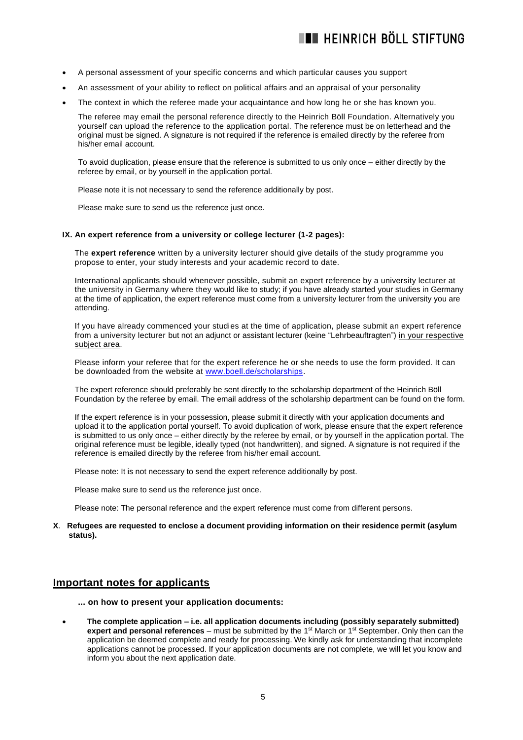- A personal assessment of your specific concerns and which particular causes you support
- An assessment of your ability to reflect on political affairs and an appraisal of your personality
- The context in which the referee made your acquaintance and how long he or she has known you.

  The referee may email the personal reference directly to the Heinrich Böll Foundation. Alternatively you yourself can upload the reference to the application portal. The reference must be on letterhead and the original must be signed. A signature is not required if the reference is emailed directly by the referee from his/her email account.

  To avoid duplication, please ensure that the reference is submitted to us only once – either directly by the referee by email, or by yourself in the application portal.

  Please note it is not necessary to send the reference additionally by post.

  Please make sure to send us the reference just once.

#### IX. An expert reference from a university or college lecturer (1-2 pages):

The **expert reference** written by a university lecturer should give details of the study programme you propose to enter, your study interests and your academic record to date.

International applicants should whenever possible, submit an expert reference by a university lecturer at the university in Germany where they would like to study; if you have already started your studies in Germany at the time of application, the expert reference must come from a university lecturer from the university you are attending.

If you have already commenced your studies at the time of application, please submit an expert reference from a university lecturer but not an adjunct or assistant lecturer (keine "Lehrbeauftragten") <u>in your respective subject area</u>.

Please inform your referee that for the expert reference he or she needs to use the form provided. It can be downloaded from the website at [www.boell.de/scholarships](www.boell.de/scholarships).

The expert reference should preferably be sent directly to the scholarship department of the Heinrich Böll Foundation by the referee by email. The email address of the scholarship department can be found on the form.

If the expert reference is in your possession, please submit it directly with your application documents and upload it to the application portal yourself. To avoid duplication of work, please ensure that the expert reference is submitted to us only once – either directly by the referee by email, or by yourself in the application portal. The original reference must be legible, ideally typed (not handwritten), and signed. A signature is not required if the reference is emailed directly by the referee from his/her email account.

Please note: It is not necessary to send the expert reference additionally by post.

Please make sure to send us the reference just once.

Please note: The personal reference and the expert reference must come from different persons.

**X. Refugees are requested to enclose a document providing information on their residence permit (asylum status).**

## <u>Important notes for applicants</u>

**... on how to present your application documents:**

- **The complete application – i.e. all application documents including (possibly separately submitted) expert and personal references** – must be submitted by the 1st March or 1st September. Only then can the application be deemed complete and ready for processing. We kindly ask for understanding that incomplete applications cannot be processed. If your application documents are not complete, we will let you know and inform you about the next application date.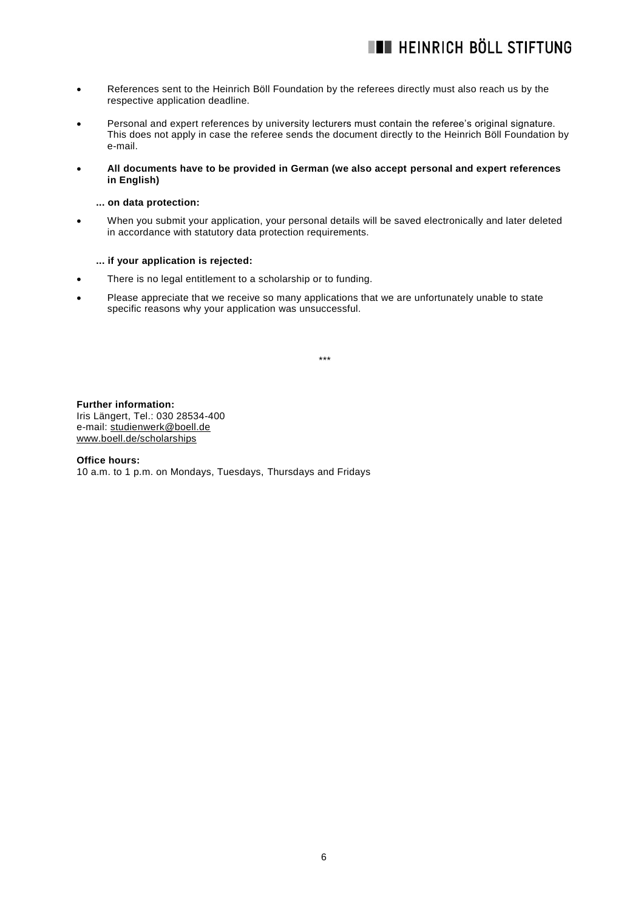- References sent to the Heinrich Böll Foundation by the referees directly must also reach us by the respective application deadline.
- Personal and expert references by university lecturers must contain the referee's original signature. This does not apply in case the referee sends the document directly to the Heinrich Böll Foundation by e-mail.
- **All documents have to be provided in German (we also accept personal and expert references in English)**

**... on data protection:**

- When you submit your application, your personal details will be saved electronically and later deleted in accordance with statutory data protection requirements.

**... if your application is rejected:**

- There is no legal entitlement to a scholarship or to funding.
- Please appreciate that we receive so many applications that we are unfortunately unable to state specific reasons why your application was unsuccessful.

\*\*\*

**Further information:**
Iris Längert, Tel.: 030 28534-400
e-mail: studienwerk@boell.de
www.boell.de/scholarships

**Office hours:**
10 a.m. to 1 p.m. on Mondays, Tuesdays, Thursdays and Fridays